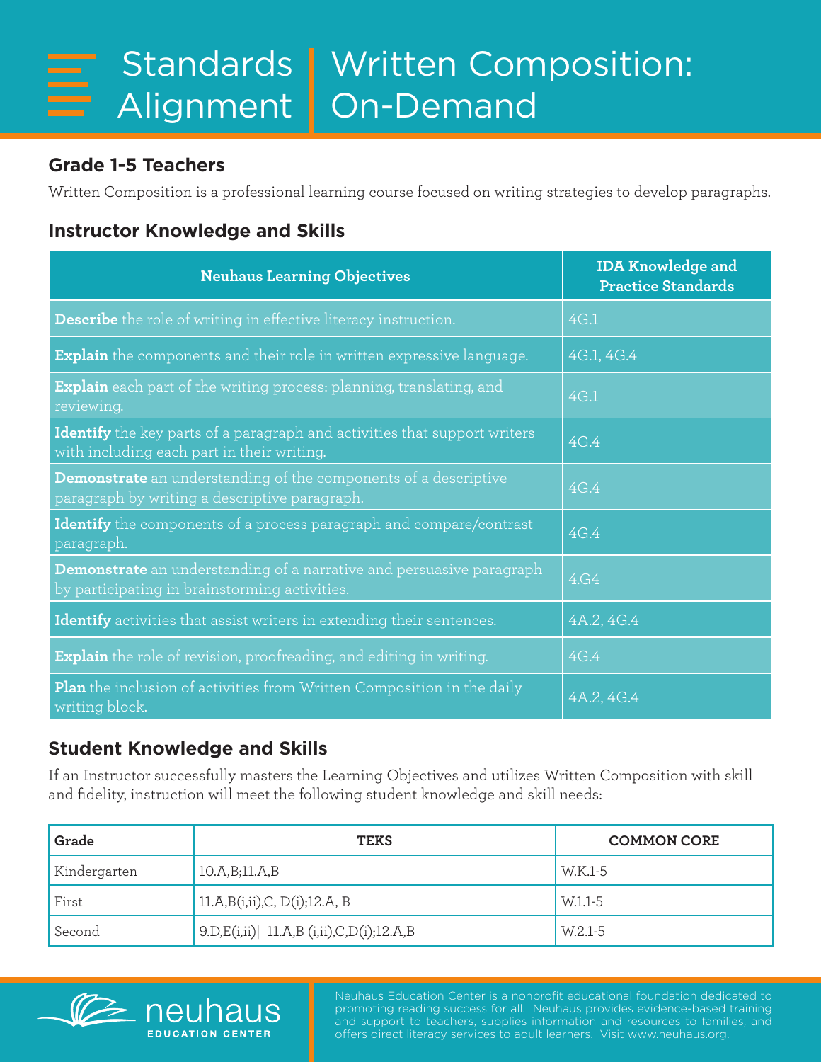# Standards Alignment | Written Composition: On-Demand

## Grade 1-5 Teachers

Written Composition is a professional learning course focused on writing strategies to develop paragraphs.

## Instructor Knowledge and Skills

| Neuhaus Learning Objectives | IDA Knowledge and Practice Standards |
|---|---|
| **Describe** the role of writing in effective literacy instruction. | 4G.1 |
| **Explain** the components and their role in written expressive language. | 4G.1, 4G.4 |
| **Explain** each part of the writing process: planning, translating, and reviewing. | 4G.1 |
| **Identify** the key parts of a paragraph and activities that support writers with including each part in their writing. | 4G.4 |
| **Demonstrate** an understanding of the components of a descriptive paragraph by writing a descriptive paragraph. | 4G.4 |
| **Identify** the components of a process paragraph and compare/contrast paragraph. | 4G.4 |
| **Demonstrate** an understanding of a narrative and persuasive paragraph by participating in brainstorming activities. | 4.G4 |
| **Identify** activities that assist writers in extending their sentences. | 4A.2, 4G.4 |
| **Explain** the role of revision, proofreading, and editing in writing. | 4G.4 |
| **Plan** the inclusion of activities from Written Composition in the daily writing block. | 4A.2, 4G.4 |

## Student Knowledge and Skills

If an Instructor successfully masters the Learning Objectives and utilizes Written Composition with skill and fidelity, instruction will meet the following student knowledge and skill needs:

| Grade | TEKS | COMMON CORE |
|---|---|---|
| Kindergarten | 10.A,B;11.A,B | W.K.1-5 |
| First | 11.A,B(i,ii),C, D(i);12.A, B | W.1.1-5 |
| Second | 9.D,E(i,ii)\| 11.A,B (i,ii),C,D(i);12.A,B | W.2.1-5 |

neuhaus EDUCATION CENTER

Neuhaus Education Center is a nonprofit educational foundation dedicated to promoting reading success for all. Neuhaus provides evidence-based training and support to teachers, supplies information and resources to families, and offers direct literacy services to adult learners. Visit www.neuhaus.org.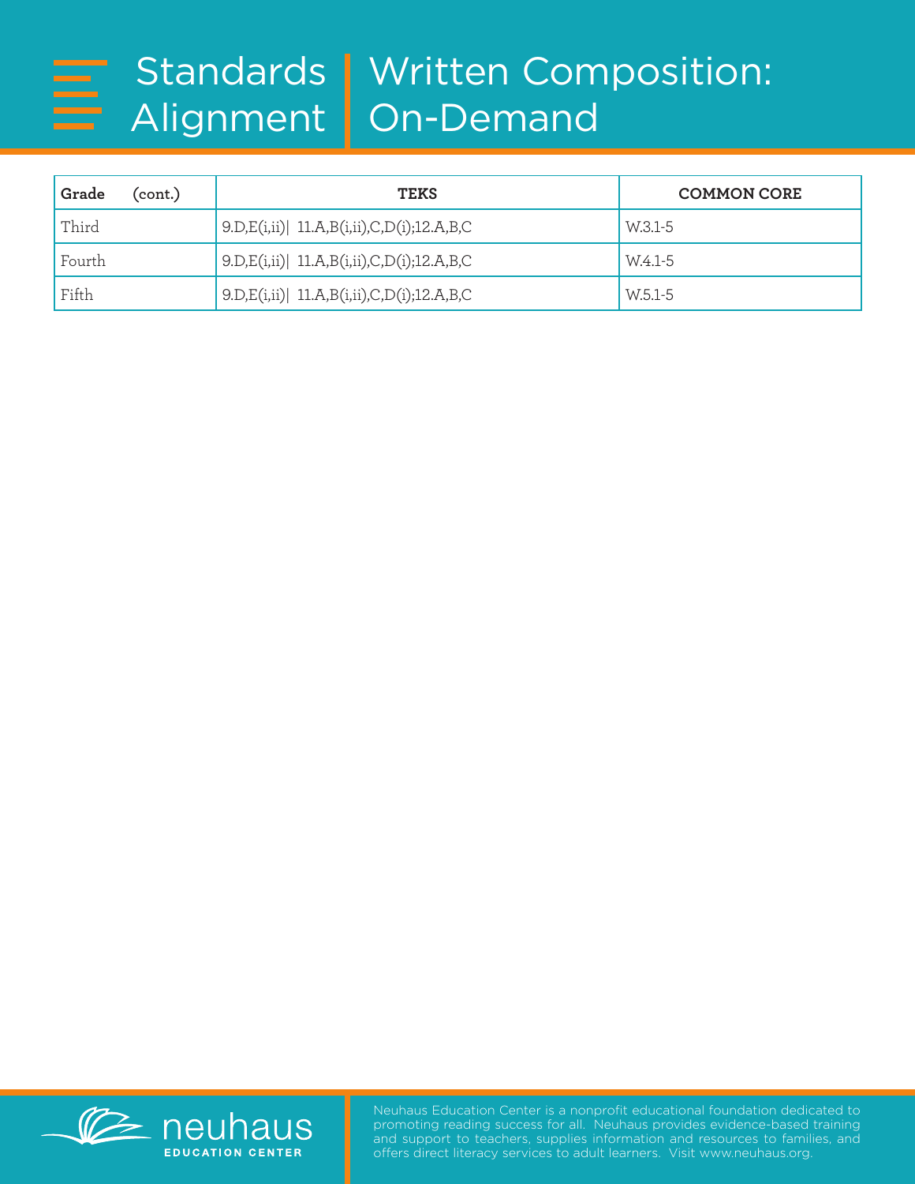# Standards Alignment | Written Composition: On-Demand

| Grade (cont.) | TEKS | COMMON CORE |
|---|---|---|
| Third | 9.D,E(i,ii)\| 11.A,B(i,ii),C,D(i);12.A,B,C | W.3.1-5 |
| Fourth | 9.D,E(i,ii)\| 11.A,B(i,ii),C,D(i);12.A,B,C | W.4.1-5 |
| Fifth | 9.D,E(i,ii)\| 11.A,B(i,ii),C,D(i);12.A,B,C | W.5.1-5 |

neuhaus EDUCATION CENTER

Neuhaus Education Center is a nonprofit educational foundation dedicated to promoting reading success for all. Neuhaus provides evidence-based training and support to teachers, supplies information and resources to families, and offers direct literacy services to adult learners. Visit www.neuhaus.org.